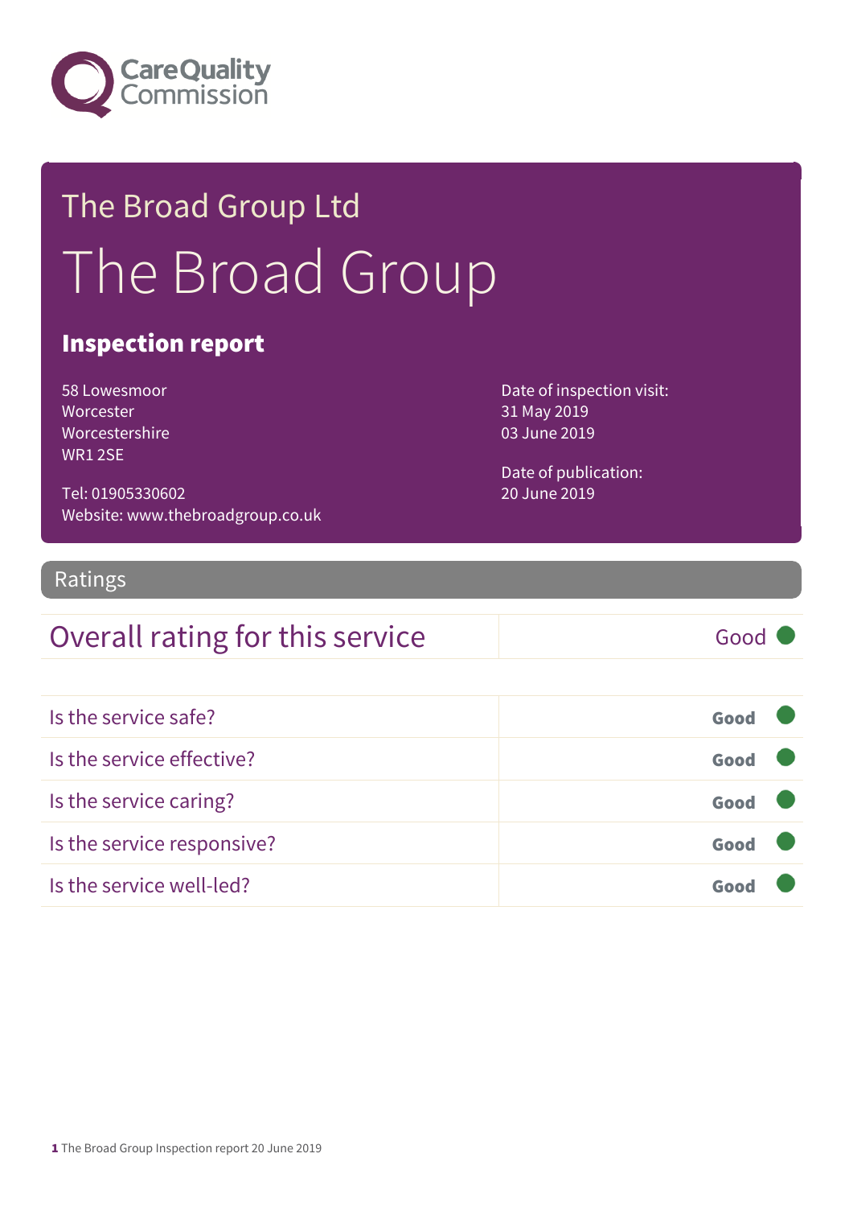Care Quality Commission

# The Broad Group Ltd

# The Broad Group

## Inspection report

58 Lowesmoor
Worcester
Worcestershire
WR1 2SE

Tel: 01905330602
Website: www.thebroadgroup.co.uk

Date of inspection visit:
31 May 2019
03 June 2019

Date of publication:
20 June 2019

## Ratings

| Overall rating for this service | Good |
|---|---|

| | |
|---|---|
| Is the service safe? | **Good** |
| Is the service effective? | **Good** |
| Is the service caring? | **Good** |
| Is the service responsive? | **Good** |
| Is the service well-led? | **Good** |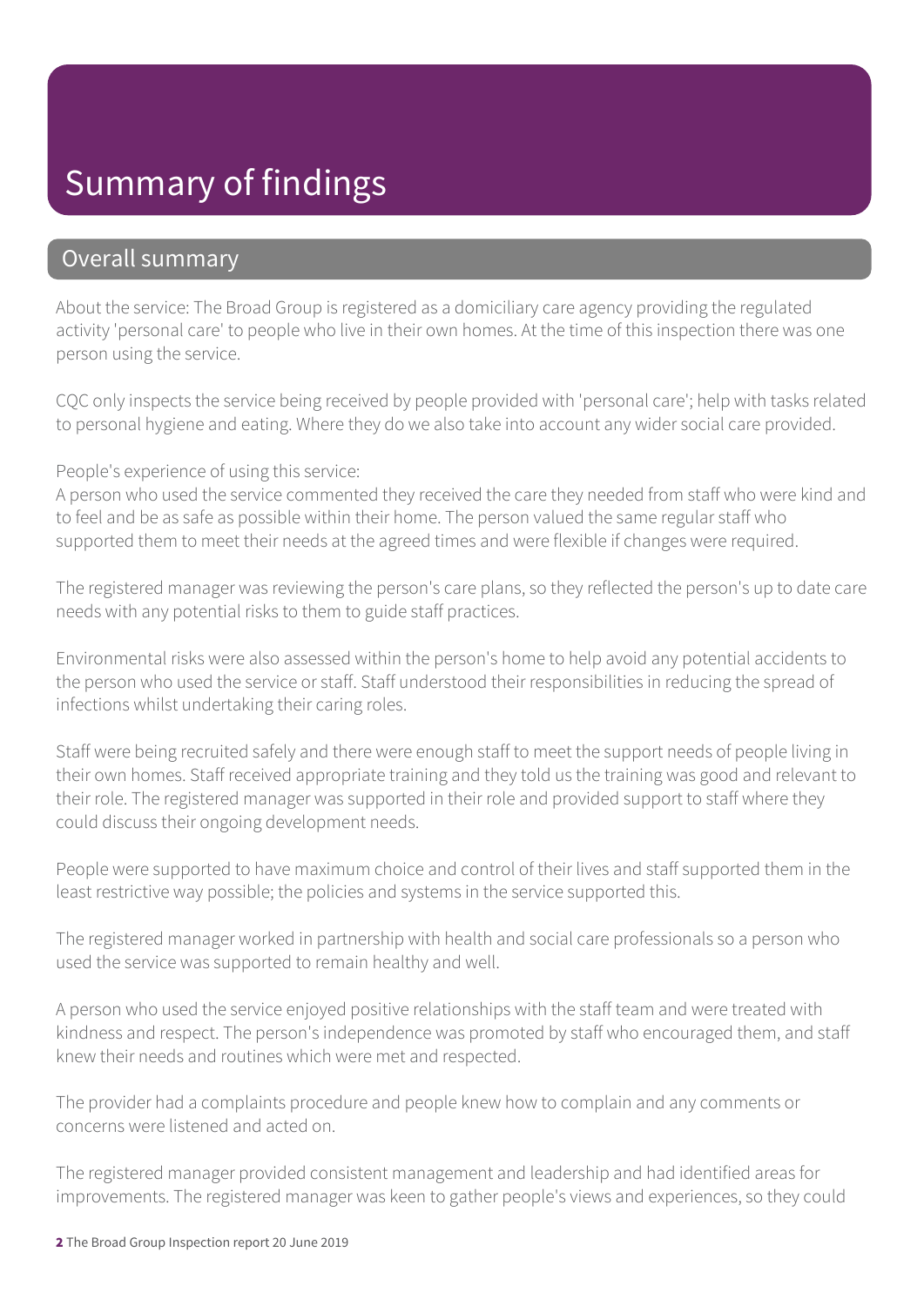# Summary of findings

## Overall summary

About the service: The Broad Group is registered as a domiciliary care agency providing the regulated activity 'personal care' to people who live in their own homes. At the time of this inspection there was one person using the service.

CQC only inspects the service being received by people provided with 'personal care'; help with tasks related to personal hygiene and eating. Where they do we also take into account any wider social care provided.

People's experience of using this service:
A person who used the service commented they received the care they needed from staff who were kind and to feel and be as safe as possible within their home. The person valued the same regular staff who supported them to meet their needs at the agreed times and were flexible if changes were required.

The registered manager was reviewing the person's care plans, so they reflected the person's up to date care needs with any potential risks to them to guide staff practices.

Environmental risks were also assessed within the person's home to help avoid any potential accidents to the person who used the service or staff. Staff understood their responsibilities in reducing the spread of infections whilst undertaking their caring roles.

Staff were being recruited safely and there were enough staff to meet the support needs of people living in their own homes. Staff received appropriate training and they told us the training was good and relevant to their role. The registered manager was supported in their role and provided support to staff where they could discuss their ongoing development needs.

People were supported to have maximum choice and control of their lives and staff supported them in the least restrictive way possible; the policies and systems in the service supported this.

The registered manager worked in partnership with health and social care professionals so a person who used the service was supported to remain healthy and well.

A person who used the service enjoyed positive relationships with the staff team and were treated with kindness and respect. The person's independence was promoted by staff who encouraged them, and staff knew their needs and routines which were met and respected.

The provider had a complaints procedure and people knew how to complain and any comments or concerns were listened and acted on.

The registered manager provided consistent management and leadership and had identified areas for improvements. The registered manager was keen to gather people's views and experiences, so they could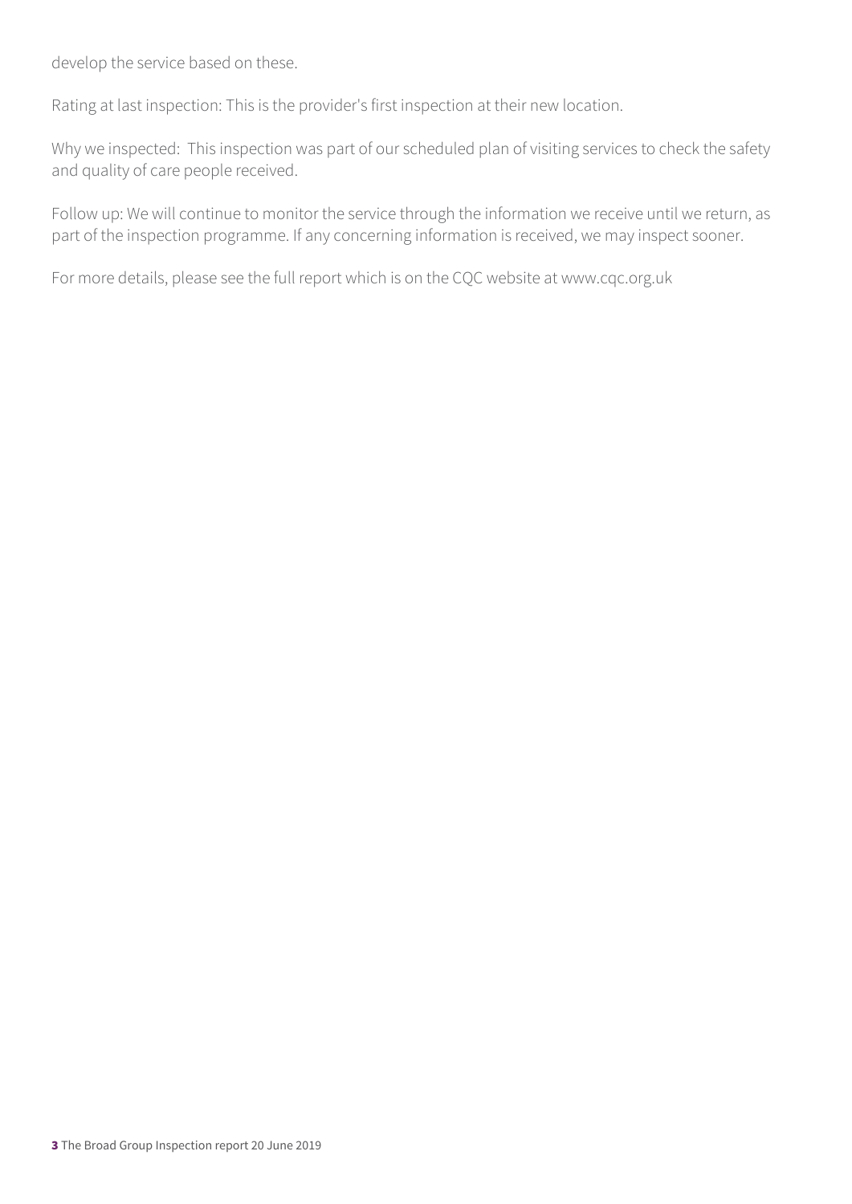develop the service based on these.

Rating at last inspection: This is the provider's first inspection at their new location.

Why we inspected: This inspection was part of our scheduled plan of visiting services to check the safety and quality of care people received.

Follow up: We will continue to monitor the service through the information we receive until we return, as part of the inspection programme. If any concerning information is received, we may inspect sooner.

For more details, please see the full report which is on the CQC website at www.cqc.org.uk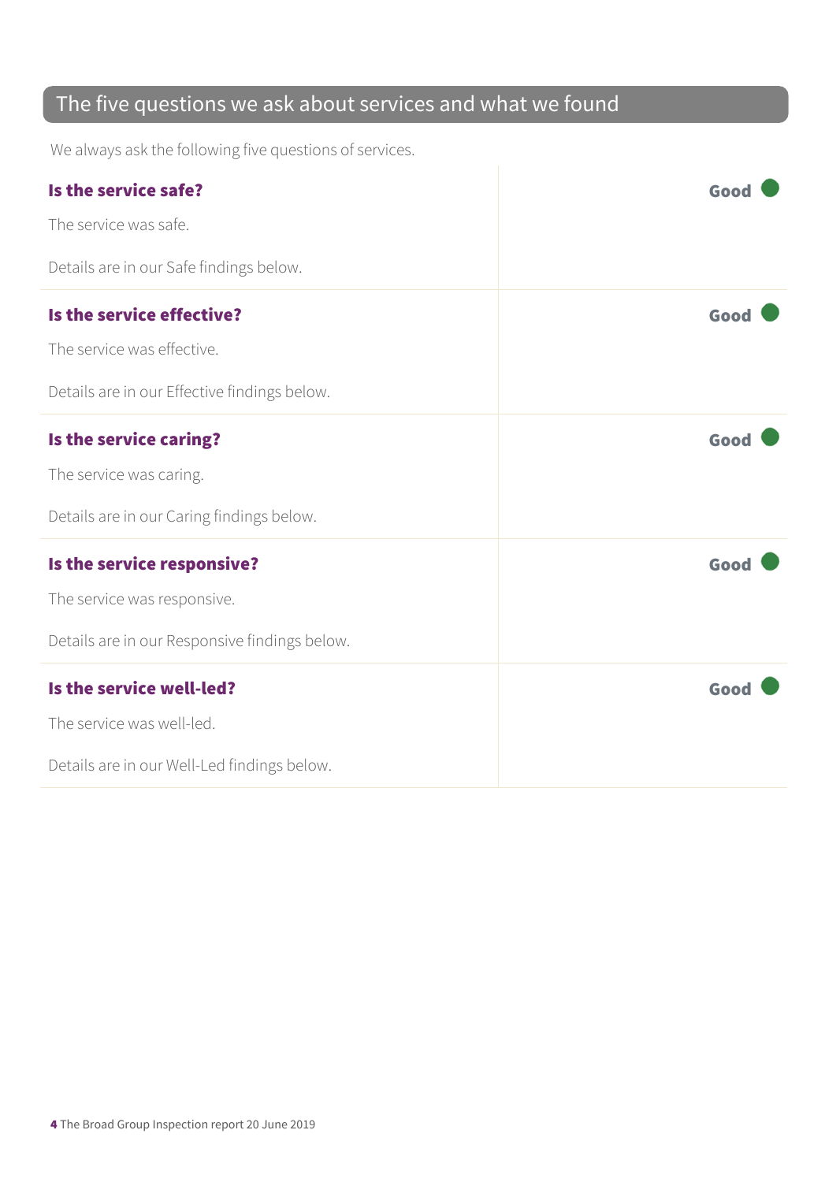## The five questions we ask about services and what we found

We always ask the following five questions of services.

### Is the service safe? — Good

The service was safe.

Details are in our Safe findings below.

### Is the service effective? — Good

The service was effective.

Details are in our Effective findings below.

### Is the service caring? — Good

The service was caring.

Details are in our Caring findings below.

### Is the service responsive? — Good

The service was responsive.

Details are in our Responsive findings below.

### Is the service well-led? — Good

The service was well-led.

Details are in our Well-Led findings below.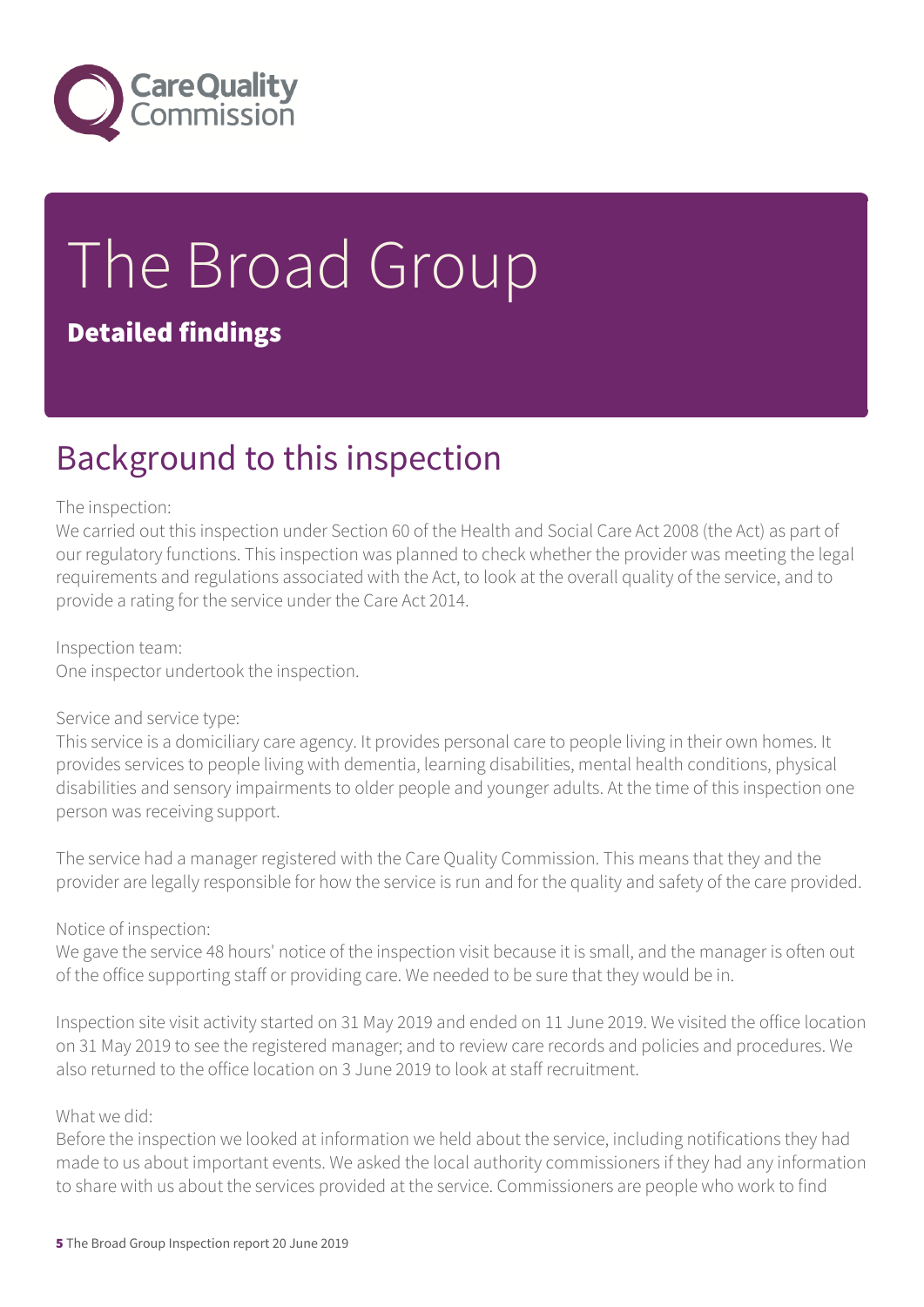# The Broad Group

**Detailed findings**

## Background to this inspection

The inspection:
We carried out this inspection under Section 60 of the Health and Social Care Act 2008 (the Act) as part of our regulatory functions. This inspection was planned to check whether the provider was meeting the legal requirements and regulations associated with the Act, to look at the overall quality of the service, and to provide a rating for the service under the Care Act 2014.

Inspection team:
One inspector undertook the inspection.

Service and service type:
This service is a domiciliary care agency. It provides personal care to people living in their own homes. It provides services to people living with dementia, learning disabilities, mental health conditions, physical disabilities and sensory impairments to older people and younger adults. At the time of this inspection one person was receiving support.

The service had a manager registered with the Care Quality Commission. This means that they and the provider are legally responsible for how the service is run and for the quality and safety of the care provided.

Notice of inspection:
We gave the service 48 hours' notice of the inspection visit because it is small, and the manager is often out of the office supporting staff or providing care. We needed to be sure that they would be in.

Inspection site visit activity started on 31 May 2019 and ended on 11 June 2019. We visited the office location on 31 May 2019 to see the registered manager; and to review care records and policies and procedures. We also returned to the office location on 3 June 2019 to look at staff recruitment.

What we did:
Before the inspection we looked at information we held about the service, including notifications they had made to us about important events. We asked the local authority commissioners if they had any information to share with us about the services provided at the service. Commissioners are people who work to find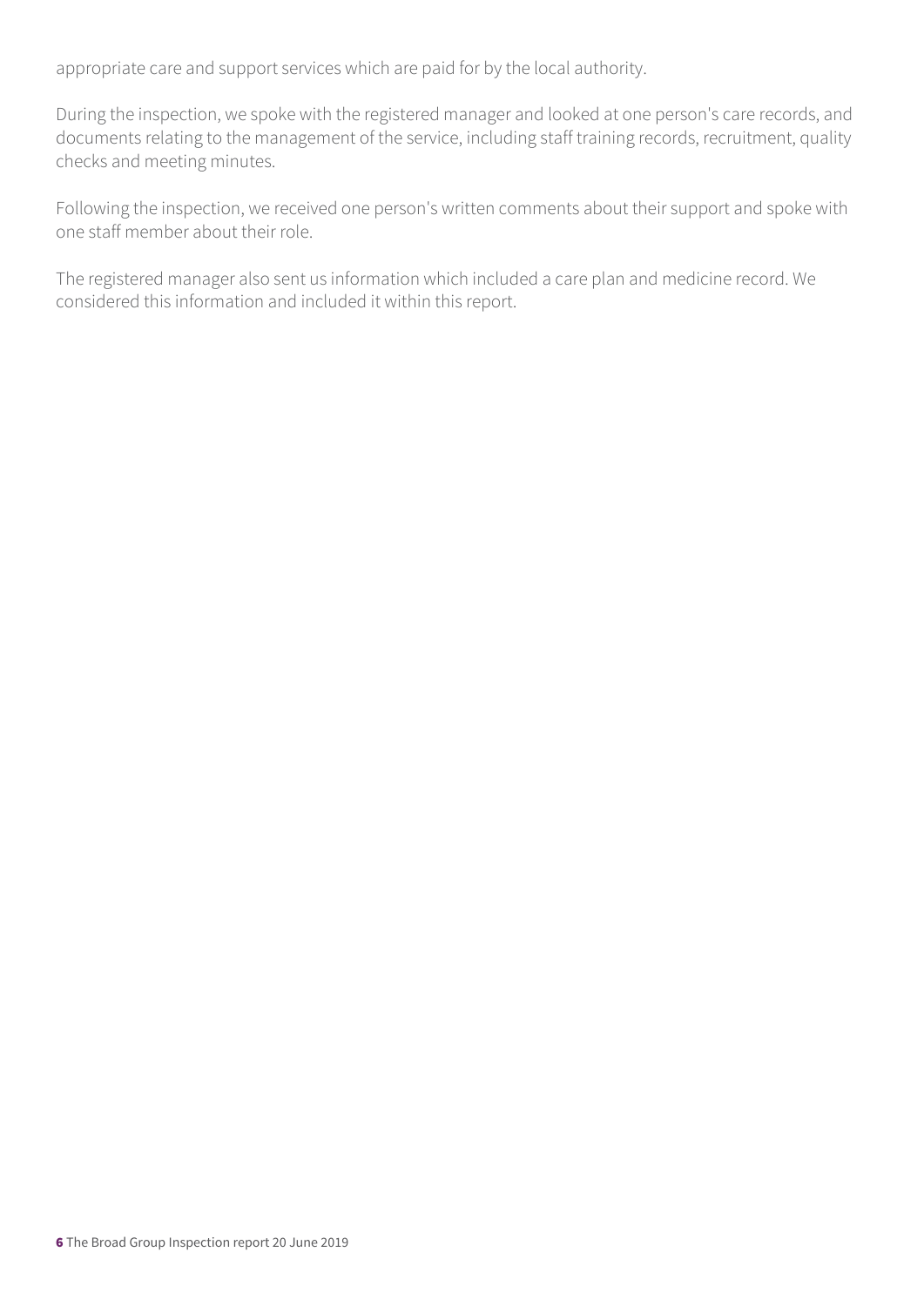appropriate care and support services which are paid for by the local authority.

During the inspection, we spoke with the registered manager and looked at one person's care records, and documents relating to the management of the service, including staff training records, recruitment, quality checks and meeting minutes.

Following the inspection, we received one person's written comments about their support and spoke with one staff member about their role.

The registered manager also sent us information which included a care plan and medicine record. We considered this information and included it within this report.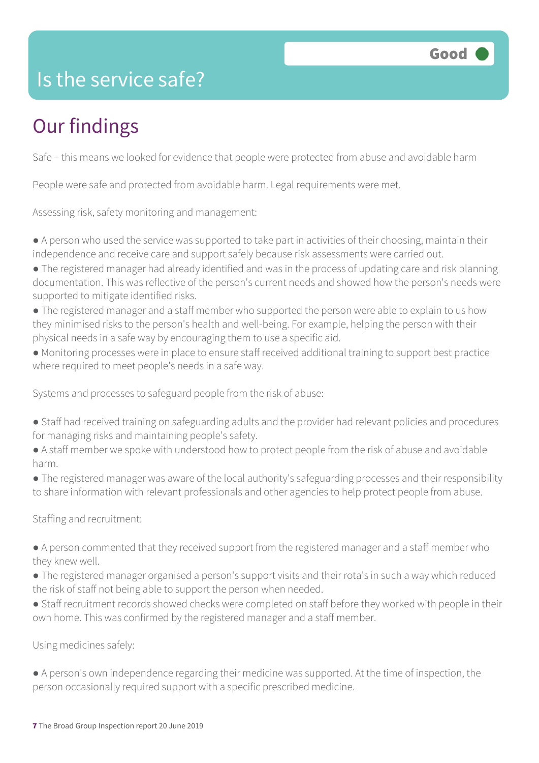# Is the service safe?

**Good**

## Our findings

Safe – this means we looked for evidence that people were protected from abuse and avoidable harm

People were safe and protected from avoidable harm. Legal requirements were met.

Assessing risk, safety monitoring and management:

- A person who used the service was supported to take part in activities of their choosing, maintain their independence and receive care and support safely because risk assessments were carried out.
- The registered manager had already identified and was in the process of updating care and risk planning documentation. This was reflective of the person's current needs and showed how the person's needs were supported to mitigate identified risks.
- The registered manager and a staff member who supported the person were able to explain to us how they minimised risks to the person's health and well-being. For example, helping the person with their physical needs in a safe way by encouraging them to use a specific aid.
- Monitoring processes were in place to ensure staff received additional training to support best practice where required to meet people's needs in a safe way.

Systems and processes to safeguard people from the risk of abuse:

- Staff had received training on safeguarding adults and the provider had relevant policies and procedures for managing risks and maintaining people's safety.
- A staff member we spoke with understood how to protect people from the risk of abuse and avoidable harm.
- The registered manager was aware of the local authority's safeguarding processes and their responsibility to share information with relevant professionals and other agencies to help protect people from abuse.

Staffing and recruitment:

- A person commented that they received support from the registered manager and a staff member who they knew well.
- The registered manager organised a person's support visits and their rota's in such a way which reduced the risk of staff not being able to support the person when needed.
- Staff recruitment records showed checks were completed on staff before they worked with people in their own home. This was confirmed by the registered manager and a staff member.

Using medicines safely:

- A person's own independence regarding their medicine was supported. At the time of inspection, the person occasionally required support with a specific prescribed medicine.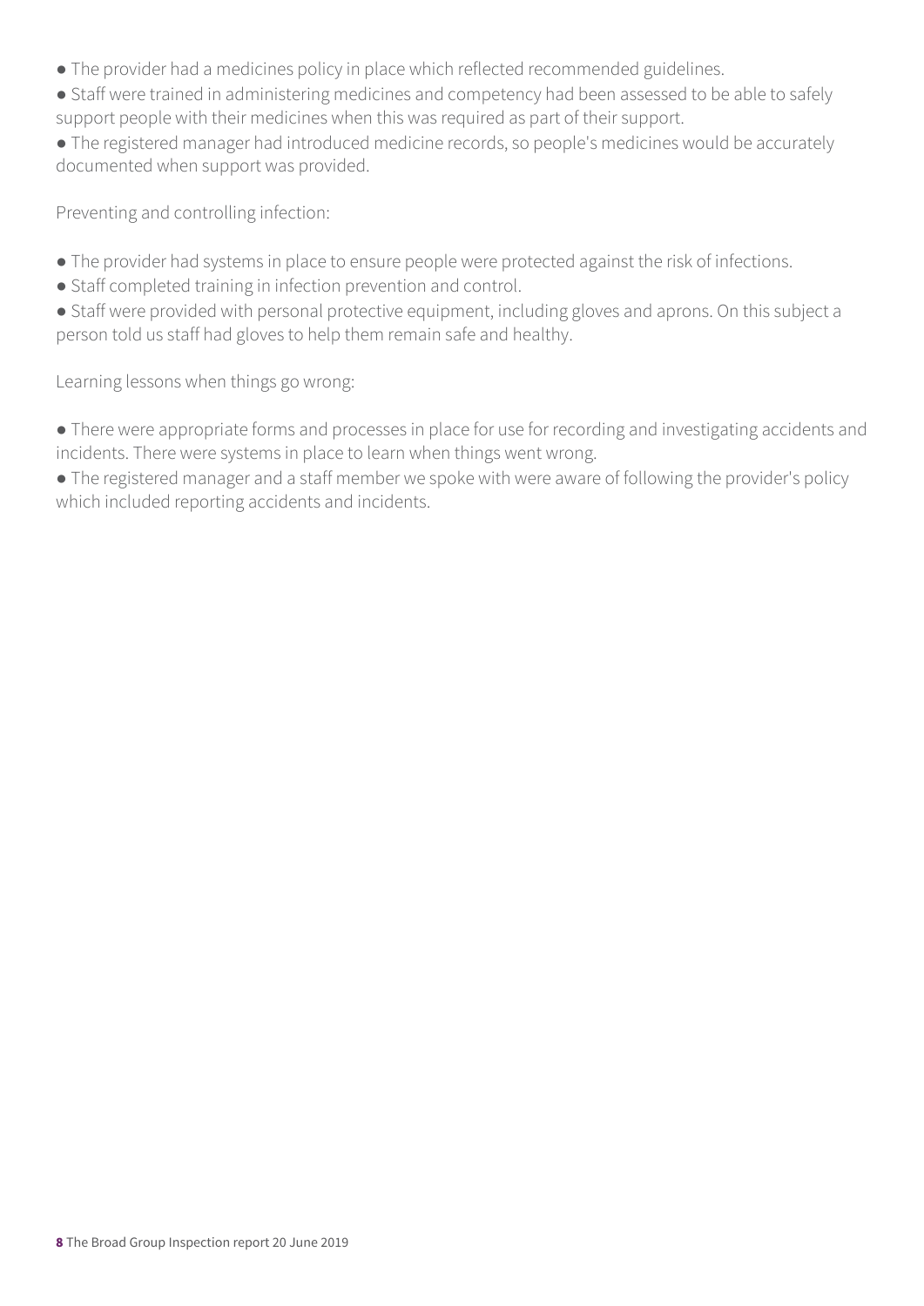- The provider had a medicines policy in place which reflected recommended guidelines.
- Staff were trained in administering medicines and competency had been assessed to be able to safely support people with their medicines when this was required as part of their support.
- The registered manager had introduced medicine records, so people's medicines would be accurately documented when support was provided.

Preventing and controlling infection:

- The provider had systems in place to ensure people were protected against the risk of infections.
- Staff completed training in infection prevention and control.
- Staff were provided with personal protective equipment, including gloves and aprons. On this subject a person told us staff had gloves to help them remain safe and healthy.

Learning lessons when things go wrong:

- There were appropriate forms and processes in place for use for recording and investigating accidents and incidents. There were systems in place to learn when things went wrong.
- The registered manager and a staff member we spoke with were aware of following the provider's policy which included reporting accidents and incidents.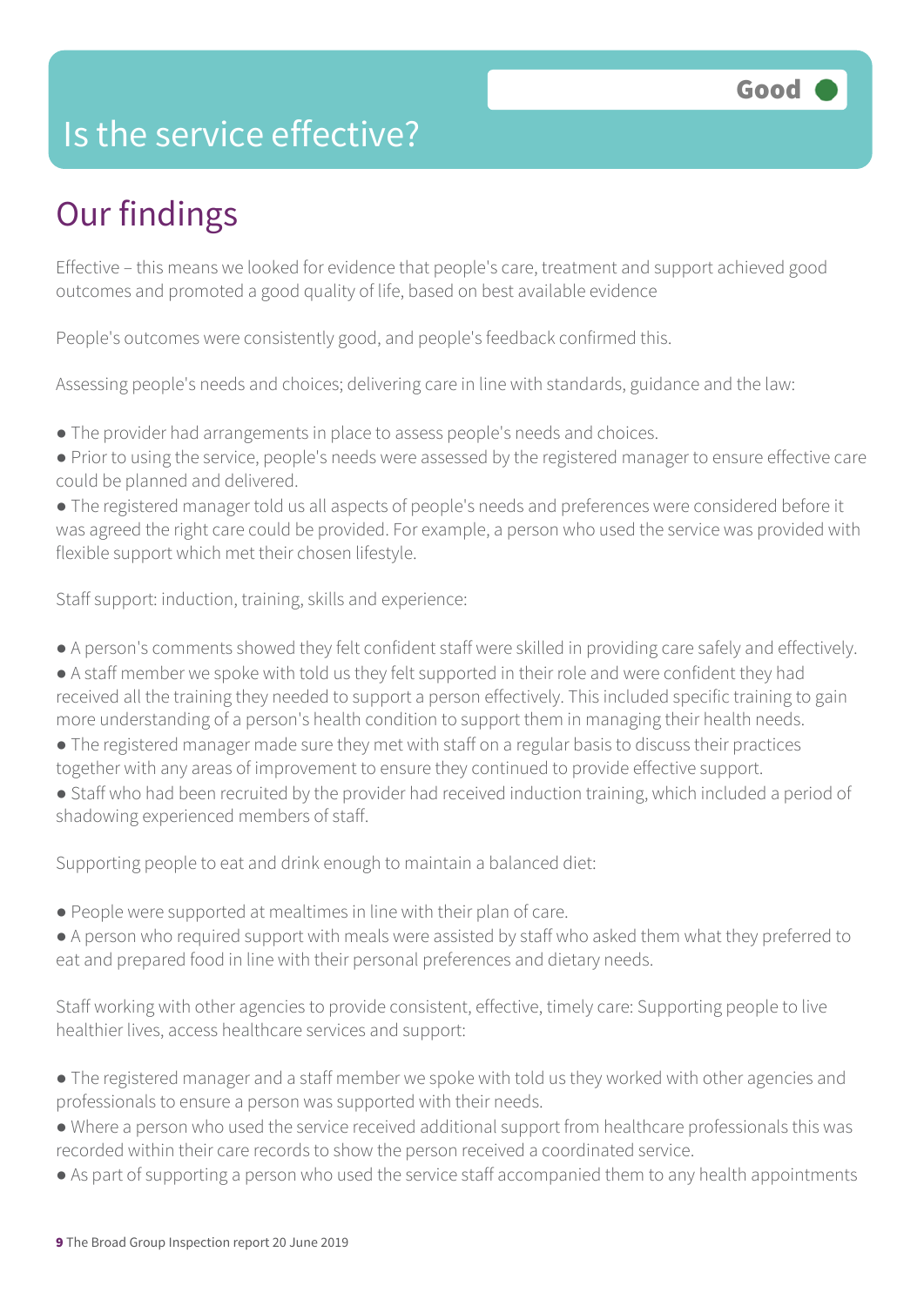# Is the service effective?

**Good**

## Our findings

Effective – this means we looked for evidence that people's care, treatment and support achieved good outcomes and promoted a good quality of life, based on best available evidence

People's outcomes were consistently good, and people's feedback confirmed this.

Assessing people's needs and choices; delivering care in line with standards, guidance and the law:

- The provider had arrangements in place to assess people's needs and choices.
- Prior to using the service, people's needs were assessed by the registered manager to ensure effective care could be planned and delivered.
- The registered manager told us all aspects of people's needs and preferences were considered before it was agreed the right care could be provided. For example, a person who used the service was provided with flexible support which met their chosen lifestyle.

Staff support: induction, training, skills and experience:

- A person's comments showed they felt confident staff were skilled in providing care safely and effectively.
- A staff member we spoke with told us they felt supported in their role and were confident they had received all the training they needed to support a person effectively. This included specific training to gain more understanding of a person's health condition to support them in managing their health needs.
- The registered manager made sure they met with staff on a regular basis to discuss their practices together with any areas of improvement to ensure they continued to provide effective support.
- Staff who had been recruited by the provider had received induction training, which included a period of shadowing experienced members of staff.

Supporting people to eat and drink enough to maintain a balanced diet:

- People were supported at mealtimes in line with their plan of care.
- A person who required support with meals were assisted by staff who asked them what they preferred to eat and prepared food in line with their personal preferences and dietary needs.

Staff working with other agencies to provide consistent, effective, timely care: Supporting people to live healthier lives, access healthcare services and support:

- The registered manager and a staff member we spoke with told us they worked with other agencies and professionals to ensure a person was supported with their needs.
- Where a person who used the service received additional support from healthcare professionals this was recorded within their care records to show the person received a coordinated service.
- As part of supporting a person who used the service staff accompanied them to any health appointments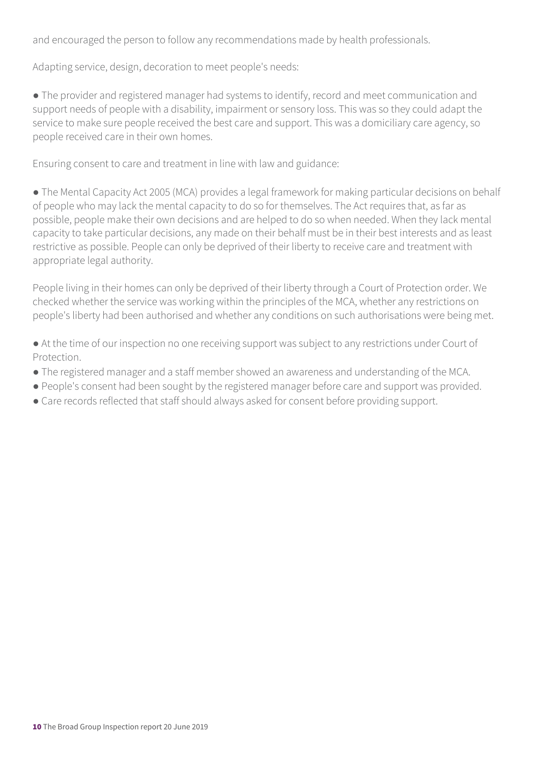and encouraged the person to follow any recommendations made by health professionals.

Adapting service, design, decoration to meet people's needs:

- The provider and registered manager had systems to identify, record and meet communication and support needs of people with a disability, impairment or sensory loss. This was so they could adapt the service to make sure people received the best care and support. This was a domiciliary care agency, so people received care in their own homes.

Ensuring consent to care and treatment in line with law and guidance:

- The Mental Capacity Act 2005 (MCA) provides a legal framework for making particular decisions on behalf of people who may lack the mental capacity to do so for themselves. The Act requires that, as far as possible, people make their own decisions and are helped to do so when needed. When they lack mental capacity to take particular decisions, any made on their behalf must be in their best interests and as least restrictive as possible. People can only be deprived of their liberty to receive care and treatment with appropriate legal authority.

People living in their homes can only be deprived of their liberty through a Court of Protection order. We checked whether the service was working within the principles of the MCA, whether any restrictions on people's liberty had been authorised and whether any conditions on such authorisations were being met.

- At the time of our inspection no one receiving support was subject to any restrictions under Court of Protection.
- The registered manager and a staff member showed an awareness and understanding of the MCA.
- People's consent had been sought by the registered manager before care and support was provided.
- Care records reflected that staff should always asked for consent before providing support.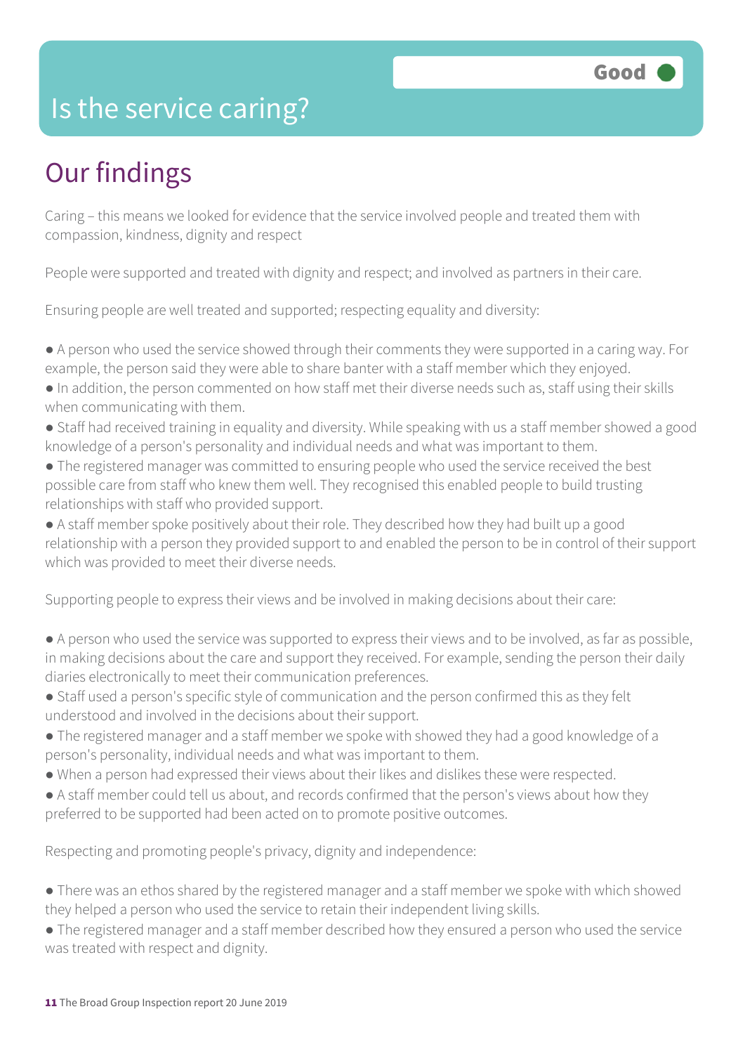# Is the service caring?

Good

## Our findings

Caring – this means we looked for evidence that the service involved people and treated them with compassion, kindness, dignity and respect

People were supported and treated with dignity and respect; and involved as partners in their care.

Ensuring people are well treated and supported; respecting equality and diversity:

- A person who used the service showed through their comments they were supported in a caring way. For example, the person said they were able to share banter with a staff member which they enjoyed.
- In addition, the person commented on how staff met their diverse needs such as, staff using their skills when communicating with them.
- Staff had received training in equality and diversity. While speaking with us a staff member showed a good knowledge of a person's personality and individual needs and what was important to them.
- The registered manager was committed to ensuring people who used the service received the best possible care from staff who knew them well. They recognised this enabled people to build trusting relationships with staff who provided support.
- A staff member spoke positively about their role. They described how they had built up a good relationship with a person they provided support to and enabled the person to be in control of their support which was provided to meet their diverse needs.

Supporting people to express their views and be involved in making decisions about their care:

- A person who used the service was supported to express their views and to be involved, as far as possible, in making decisions about the care and support they received. For example, sending the person their daily diaries electronically to meet their communication preferences.
- Staff used a person's specific style of communication and the person confirmed this as they felt understood and involved in the decisions about their support.
- The registered manager and a staff member we spoke with showed they had a good knowledge of a person's personality, individual needs and what was important to them.
- When a person had expressed their views about their likes and dislikes these were respected.
- A staff member could tell us about, and records confirmed that the person's views about how they preferred to be supported had been acted on to promote positive outcomes.

Respecting and promoting people's privacy, dignity and independence:

- There was an ethos shared by the registered manager and a staff member we spoke with which showed they helped a person who used the service to retain their independent living skills.
- The registered manager and a staff member described how they ensured a person who used the service was treated with respect and dignity.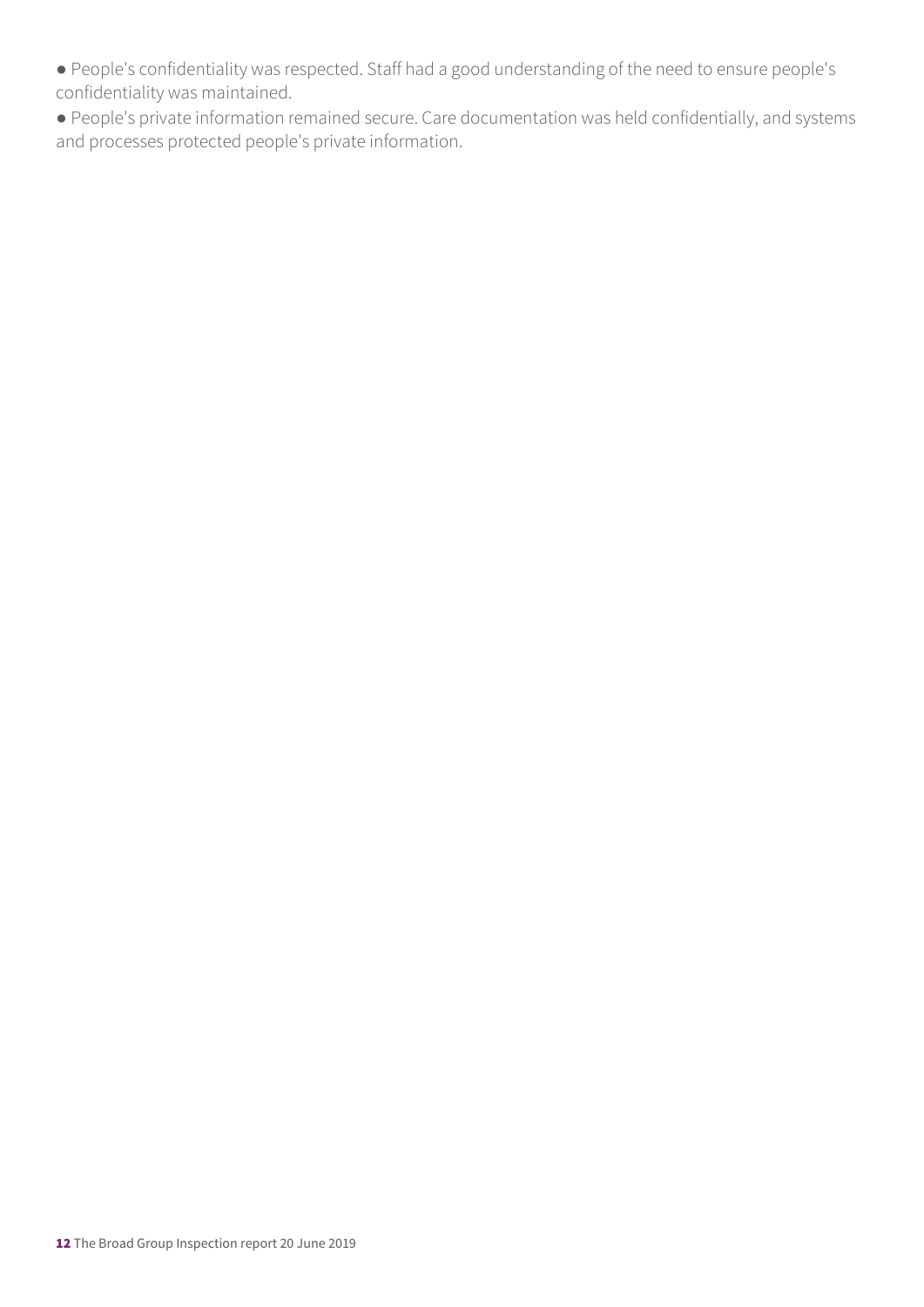- People's confidentiality was respected. Staff had a good understanding of the need to ensure people's confidentiality was maintained.
- People's private information remained secure. Care documentation was held confidentially, and systems and processes protected people's private information.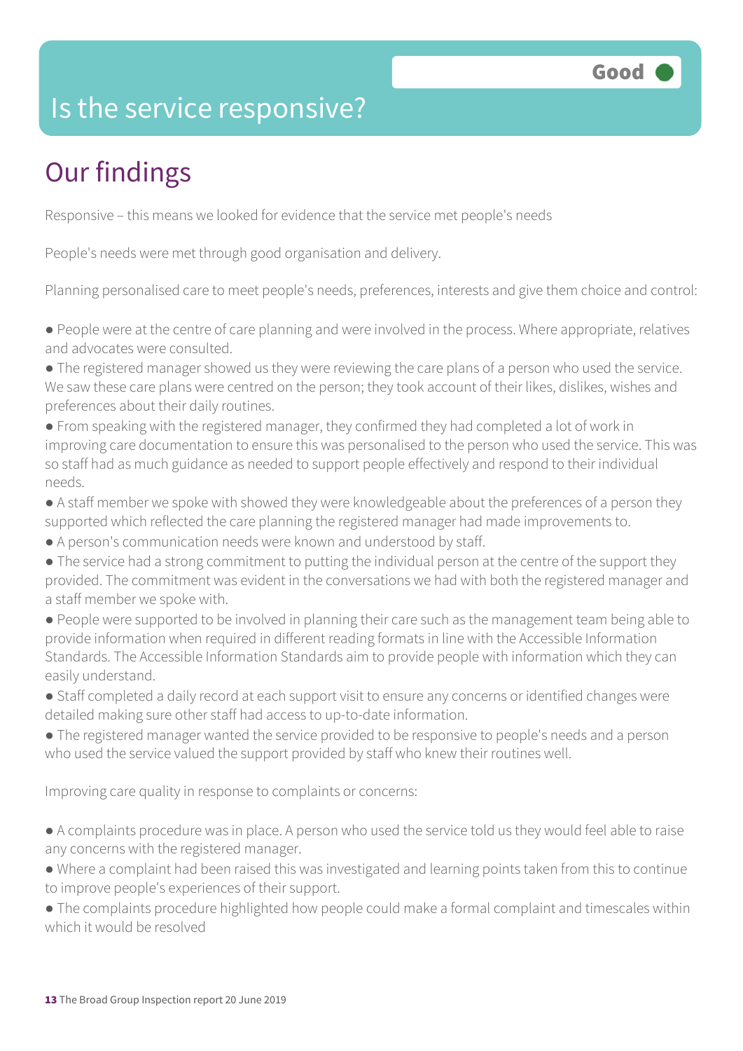# Is the service responsive?

Good

## Our findings

Responsive – this means we looked for evidence that the service met people's needs

People's needs were met through good organisation and delivery.

Planning personalised care to meet people's needs, preferences, interests and give them choice and control:

- People were at the centre of care planning and were involved in the process. Where appropriate, relatives and advocates were consulted.
- The registered manager showed us they were reviewing the care plans of a person who used the service. We saw these care plans were centred on the person; they took account of their likes, dislikes, wishes and preferences about their daily routines.
- From speaking with the registered manager, they confirmed they had completed a lot of work in improving care documentation to ensure this was personalised to the person who used the service. This was so staff had as much guidance as needed to support people effectively and respond to their individual needs.
- A staff member we spoke with showed they were knowledgeable about the preferences of a person they supported which reflected the care planning the registered manager had made improvements to.
- A person's communication needs were known and understood by staff.
- The service had a strong commitment to putting the individual person at the centre of the support they provided. The commitment was evident in the conversations we had with both the registered manager and a staff member we spoke with.
- People were supported to be involved in planning their care such as the management team being able to provide information when required in different reading formats in line with the Accessible Information Standards. The Accessible Information Standards aim to provide people with information which they can easily understand.
- Staff completed a daily record at each support visit to ensure any concerns or identified changes were detailed making sure other staff had access to up-to-date information.
- The registered manager wanted the service provided to be responsive to people's needs and a person who used the service valued the support provided by staff who knew their routines well.

Improving care quality in response to complaints or concerns:

- A complaints procedure was in place. A person who used the service told us they would feel able to raise any concerns with the registered manager.
- Where a complaint had been raised this was investigated and learning points taken from this to continue to improve people's experiences of their support.
- The complaints procedure highlighted how people could make a formal complaint and timescales within which it would be resolved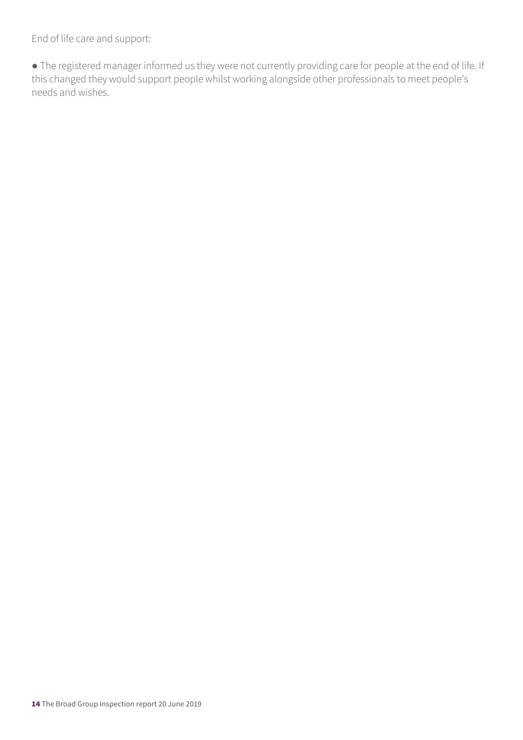End of life care and support:

- The registered manager informed us they were not currently providing care for people at the end of life. If this changed they would support people whilst working alongside other professionals to meet people's needs and wishes.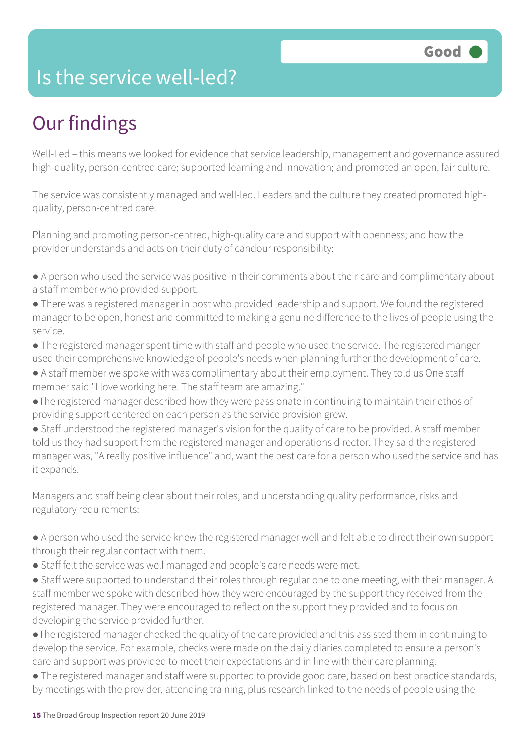## Is the service well-led?

**Good**

# Our findings

Well-Led – this means we looked for evidence that service leadership, management and governance assured high-quality, person-centred care; supported learning and innovation; and promoted an open, fair culture.

The service was consistently managed and well-led. Leaders and the culture they created promoted high-quality, person-centred care.

Planning and promoting person-centred, high-quality care and support with openness; and how the provider understands and acts on their duty of candour responsibility:

- A person who used the service was positive in their comments about their care and complimentary about a staff member who provided support.
- There was a registered manager in post who provided leadership and support. We found the registered manager to be open, honest and committed to making a genuine difference to the lives of people using the service.
- The registered manager spent time with staff and people who used the service. The registered manger used their comprehensive knowledge of people's needs when planning further the development of care.
- A staff member we spoke with was complimentary about their employment. They told us One staff member said "I love working here. The staff team are amazing."
- The registered manager described how they were passionate in continuing to maintain their ethos of providing support centered on each person as the service provision grew.
- Staff understood the registered manager's vision for the quality of care to be provided. A staff member told us they had support from the registered manager and operations director. They said the registered manager was, "A really positive influence" and, want the best care for a person who used the service and has it expands.

Managers and staff being clear about their roles, and understanding quality performance, risks and regulatory requirements:

- A person who used the service knew the registered manager well and felt able to direct their own support through their regular contact with them.
- Staff felt the service was well managed and people's care needs were met.
- Staff were supported to understand their roles through regular one to one meeting, with their manager. A staff member we spoke with described how they were encouraged by the support they received from the registered manager. They were encouraged to reflect on the support they provided and to focus on developing the service provided further.
- The registered manager checked the quality of the care provided and this assisted them in continuing to develop the service. For example, checks were made on the daily diaries completed to ensure a person's care and support was provided to meet their expectations and in line with their care planning.
- The registered manager and staff were supported to provide good care, based on best practice standards, by meetings with the provider, attending training, plus research linked to the needs of people using the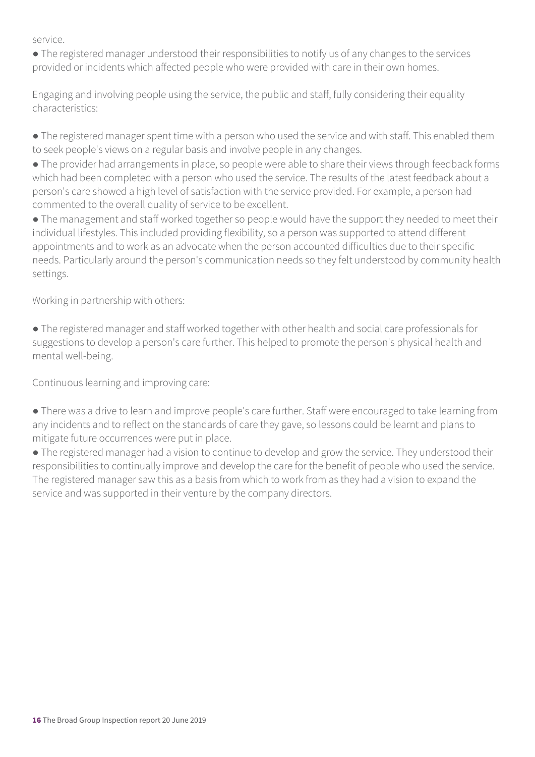service.

● The registered manager understood their responsibilities to notify us of any changes to the services provided or incidents which affected people who were provided with care in their own homes.

Engaging and involving people using the service, the public and staff, fully considering their equality characteristics:

● The registered manager spent time with a person who used the service and with staff. This enabled them to seek people's views on a regular basis and involve people in any changes.
● The provider had arrangements in place, so people were able to share their views through feedback forms which had been completed with a person who used the service. The results of the latest feedback about a person's care showed a high level of satisfaction with the service provided. For example, a person had commented to the overall quality of service to be excellent.
● The management and staff worked together so people would have the support they needed to meet their individual lifestyles. This included providing flexibility, so a person was supported to attend different appointments and to work as an advocate when the person accounted difficulties due to their specific needs. Particularly around the person's communication needs so they felt understood by community health settings.

Working in partnership with others:

● The registered manager and staff worked together with other health and social care professionals for suggestions to develop a person's care further. This helped to promote the person's physical health and mental well-being.

Continuous learning and improving care:

● There was a drive to learn and improve people's care further. Staff were encouraged to take learning from any incidents and to reflect on the standards of care they gave, so lessons could be learnt and plans to mitigate future occurrences were put in place.
● The registered manager had a vision to continue to develop and grow the service. They understood their responsibilities to continually improve and develop the care for the benefit of people who used the service. The registered manager saw this as a basis from which to work from as they had a vision to expand the service and was supported in their venture by the company directors.